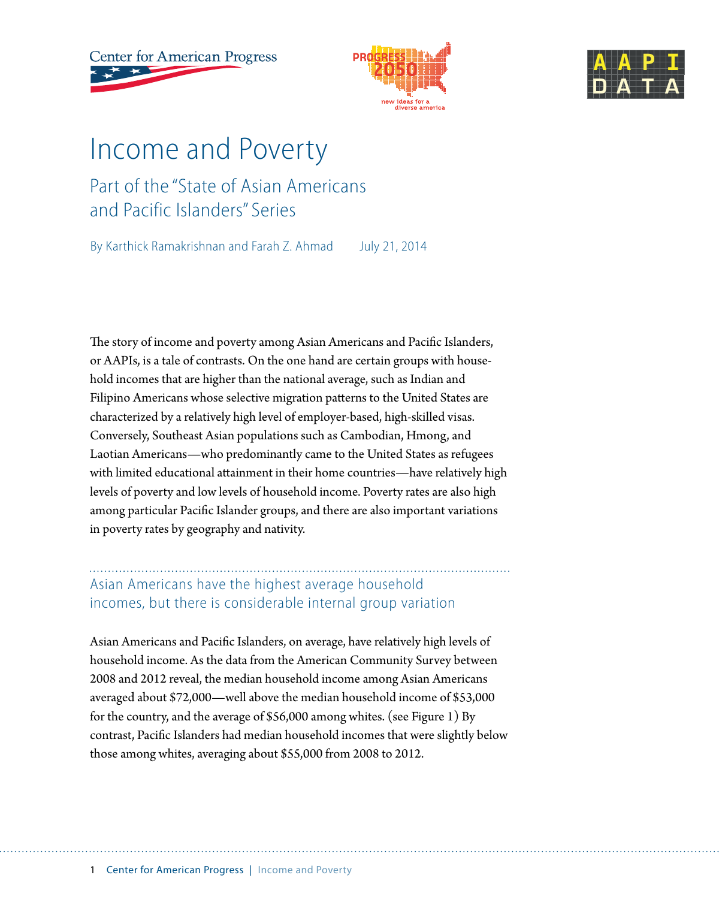# Income and Poverty

## Part of the "State of Asian Americans and Pacific Islanders" Series

By Karthick Ramakrishnan and Farah Z. Ahmad July 21, 2014

The story of income and poverty among Asian Americans and Pacific Islanders, or AAPIs, is a tale of contrasts. On the one hand are certain groups with household incomes that are higher than the national average, such as Indian and Filipino Americans whose selective migration patterns to the United States are characterized by a relatively high level of employer-based, high-skilled visas. Conversely, Southeast Asian populations such as Cambodian, Hmong, and Laotian Americans—who predominantly came to the United States as refugees with limited educational attainment in their home countries—have relatively high levels of poverty and low levels of household income. Poverty rates are also high among particular Pacific Islander groups, and there are also important variations in poverty rates by geography and nativity.

## Asian Americans have the highest average household incomes, but there is considerable internal group variation

Asian Americans and Pacific Islanders, on average, have relatively high levels of household income. As the data from the American Community Survey between 2008 and 2012 reveal, the median household income among Asian Americans averaged about $72,000—well above the median household income of $53,000 for the country, and the average of $56,000 among whites. (see Figure 1) By contrast, Pacific Islanders had median household incomes that were slightly below those among whites, averaging about $55,000 from 2008 to 2012.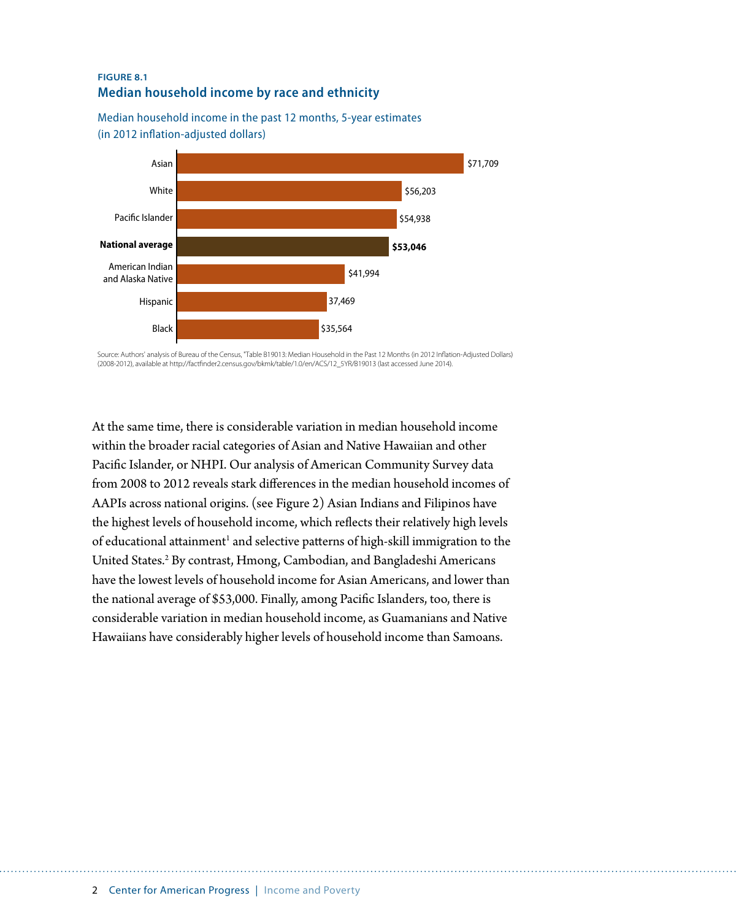**FIGURE 8.1**

**Median household income by race and ethnicity**

Median household income in the past 12 months, 5-year estimates (in 2012 inflation-adjusted dollars)

| Group | Median household income |
|---|---|
| Asian | $71,709 |
| White | $56,203 |
| Pacific Islander | $54,938 |
| **National average** | **$53,046** |
| American Indian and Alaska Native | $41,994 |
| Hispanic | 37,469 |
| Black | $35,564 |

Source: Authors' analysis of Bureau of the Census, "Table B19013: Median Household in the Past 12 Months (in 2012 Inflation-Adjusted Dollars) (2008-2012), available at http://factfinder2.census.gov/bkmk/table/1.0/en/ACS/12_5YR/B19013 (last accessed June 2014).

At the same time, there is considerable variation in median household income within the broader racial categories of Asian and Native Hawaiian and other Pacific Islander, or NHPI. Our analysis of American Community Survey data from 2008 to 2012 reveals stark differences in the median household incomes of AAPIs across national origins. (see Figure 2) Asian Indians and Filipinos have the highest levels of household income, which reflects their relatively high levels of educational attainment[1] and selective patterns of high-skill immigration to the United States.[2] By contrast, Hmong, Cambodian, and Bangladeshi Americans have the lowest levels of household income for Asian Americans, and lower than the national average of $53,000. Finally, among Pacific Islanders, too, there is considerable variation in median household income, as Guamanians and Native Hawaiians have considerably higher levels of household income than Samoans.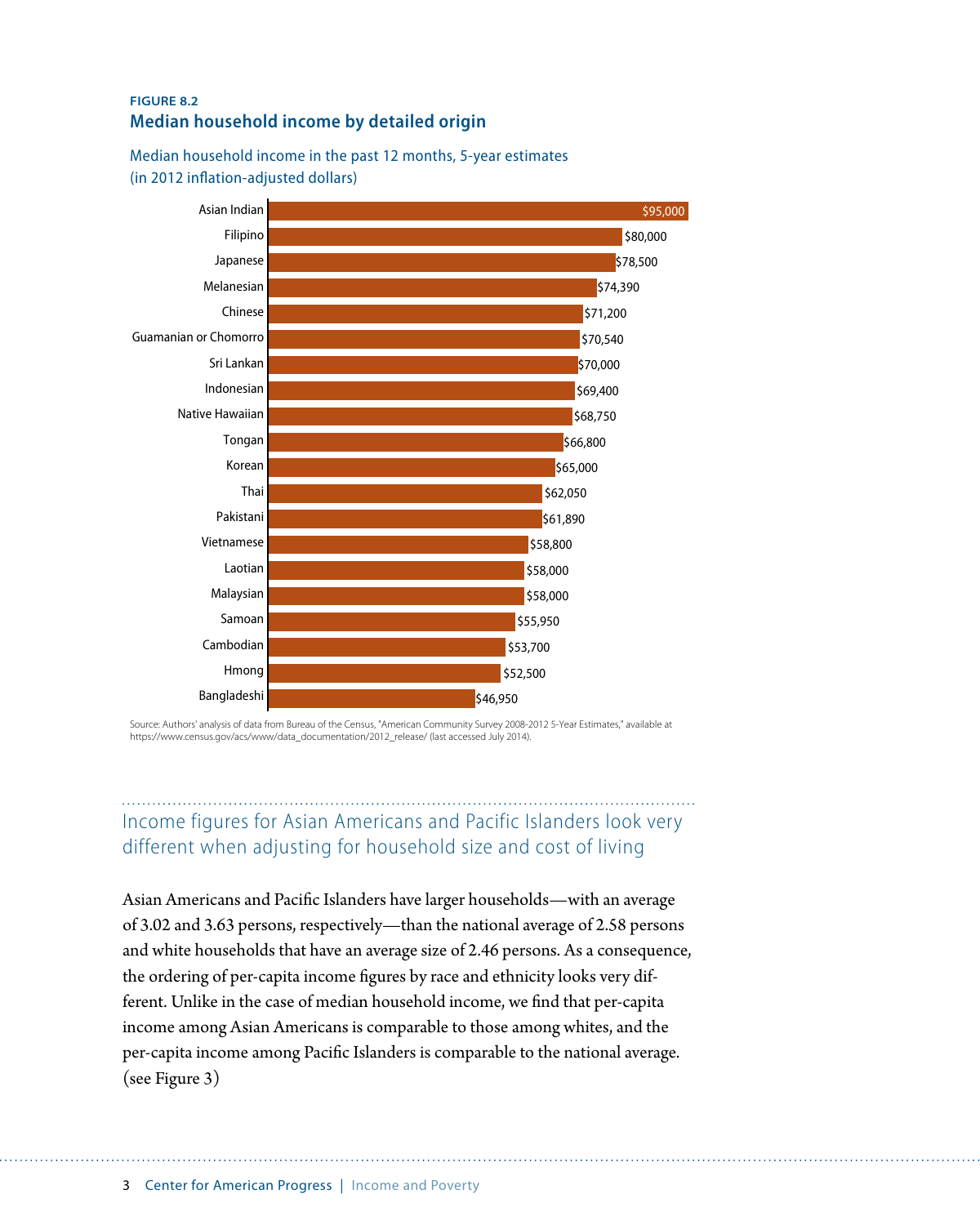**FIGURE 8.2**

**Median household income by detailed origin**

Median household income in the past 12 months, 5-year estimates (in 2012 inflation-adjusted dollars)

| Origin | Median household income |
| --- | --- |
| Asian Indian | $95,000 |
| Filipino | $80,000 |
| Japanese | $78,500 |
| Melanesian | $74,390 |
| Chinese | $71,200 |
| Guamanian or Chomorro | $70,540 |
| Sri Lankan | $70,000 |
| Indonesian | $69,400 |
| Native Hawaiian | $68,750 |
| Tongan | $66,800 |
| Korean | $65,000 |
| Thai | $62,050 |
| Pakistani | $61,890 |
| Vietnamese | $58,800 |
| Laotian | $58,000 |
| Malaysian | $58,000 |
| Samoan | $55,950 |
| Cambodian | $53,700 |
| Hmong | $52,500 |
| Bangladeshi | $46,950 |

Source: Authors' analysis of data from Bureau of the Census, "American Community Survey 2008-2012 5-Year Estimates," available at https://www.census.gov/acs/www/data_documentation/2012_release/ (last accessed July 2014).

## Income figures for Asian Americans and Pacific Islanders look very different when adjusting for household size and cost of living

Asian Americans and Pacific Islanders have larger households—with an average of 3.02 and 3.63 persons, respectively—than the national average of 2.58 persons and white households that have an average size of 2.46 persons. As a consequence, the ordering of per-capita income figures by race and ethnicity looks very different. Unlike in the case of median household income, we find that per-capita income among Asian Americans is comparable to those among whites, and the per-capita income among Pacific Islanders is comparable to the national average. (see Figure 3)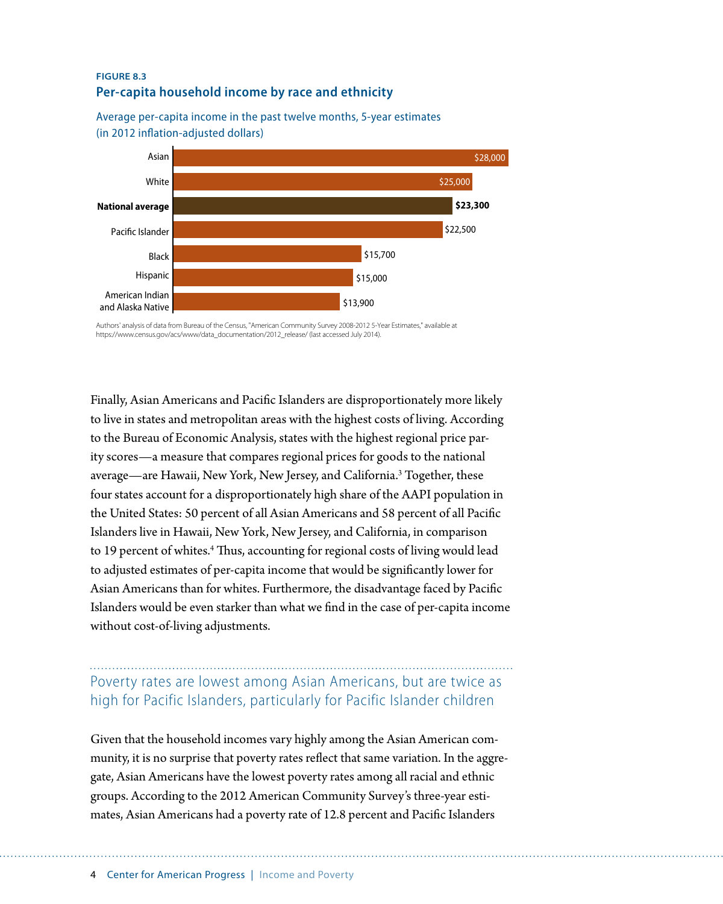**FIGURE 8.3**

**Per-capita household income by race and ethnicity**

Average per-capita income in the past twelve months, 5-year estimates (in 2012 inflation-adjusted dollars)

| Group | Per-capita income |
|---|---|
| Asian | $28,000 |
| White | $25,000 |
| **National average** | **$23,300** |
| Pacific Islander | $22,500 |
| Black | $15,700 |
| Hispanic | $15,000 |
| American Indian and Alaska Native | $13,900 |

Authors' analysis of data from Bureau of the Census, "American Community Survey 2008-2012 5-Year Estimates," available at https://www.census.gov/acs/www/data_documentation/2012_release/ (last accessed July 2014).

Finally, Asian Americans and Pacific Islanders are disproportionately more likely to live in states and metropolitan areas with the highest costs of living. According to the Bureau of Economic Analysis, states with the highest regional price parity scores—a measure that compares regional prices for goods to the national average—are Hawaii, New York, New Jersey, and California.[3] Together, these four states account for a disproportionately high share of the AAPI population in the United States: 50 percent of all Asian Americans and 58 percent of all Pacific Islanders live in Hawaii, New York, New Jersey, and California, in comparison to 19 percent of whites.[4] Thus, accounting for regional costs of living would lead to adjusted estimates of per-capita income that would be significantly lower for Asian Americans than for whites. Furthermore, the disadvantage faced by Pacific Islanders would be even starker than what we find in the case of per-capita income without cost-of-living adjustments.

## Poverty rates are lowest among Asian Americans, but are twice as high for Pacific Islanders, particularly for Pacific Islander children

Given that the household incomes vary highly among the Asian American community, it is no surprise that poverty rates reflect that same variation. In the aggregate, Asian Americans have the lowest poverty rates among all racial and ethnic groups. According to the 2012 American Community Survey's three-year estimates, Asian Americans had a poverty rate of 12.8 percent and Pacific Islanders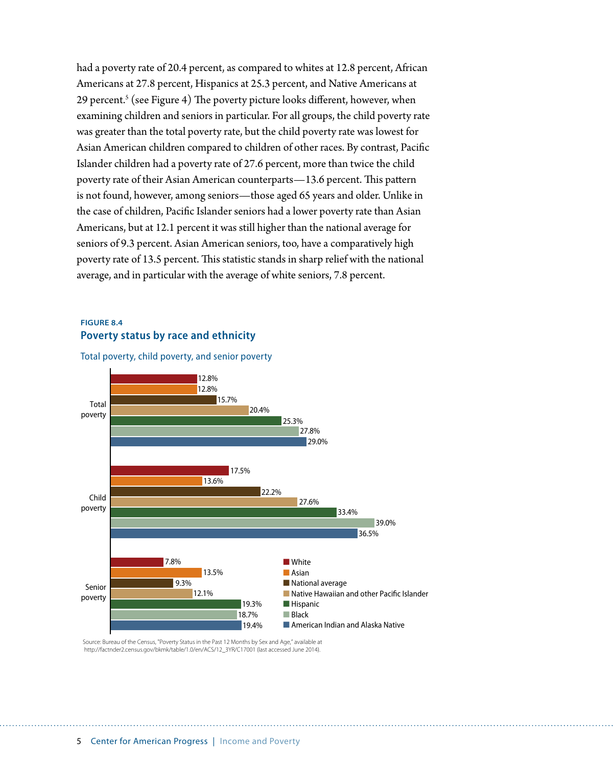had a poverty rate of 20.4 percent, as compared to whites at 12.8 percent, African Americans at 27.8 percent, Hispanics at 25.3 percent, and Native Americans at 29 percent.[5] (see Figure 4) The poverty picture looks different, however, when examining children and seniors in particular. For all groups, the child poverty rate was greater than the total poverty rate, but the child poverty rate was lowest for Asian American children compared to children of other races. By contrast, Pacific Islander children had a poverty rate of 27.6 percent, more than twice the child poverty rate of their Asian American counterparts—13.6 percent. This pattern is not found, however, among seniors—those aged 65 years and older. Unlike in the case of children, Pacific Islander seniors had a lower poverty rate than Asian Americans, but at 12.1 percent it was still higher than the national average for seniors of 9.3 percent. Asian American seniors, too, have a comparatively high poverty rate of 13.5 percent. This statistic stands in sharp relief with the national average, and in particular with the average of white seniors, 7.8 percent.

**FIGURE 8.4**

## Poverty status by race and ethnicity

Total poverty, child poverty, and senior poverty

| | Total poverty | Child poverty | Senior poverty |
|---|---|---|---|
| White | 12.8% | 17.5% | 7.8% |
| Asian | 12.8% | 13.6% | 13.5% |
| National average | 15.7% | 22.2% | 9.3% |
| Native Hawaiian and other Pacific Islander | 20.4% | 27.6% | 12.1% |
| Hispanic | 25.3% | 33.4% | 19.3% |
| Black | 27.8% | 39.0% | 18.7% |
| American Indian and Alaska Native | 29.0% | 36.5% | 19.4% |

Source: Bureau of the Census, "Poverty Status in the Past 12 Months by Sex and Age," available at http://factnder2.census.gov/bkmk/table/1.0/en/ACS/12_3YR/C17001 (last accessed June 2014).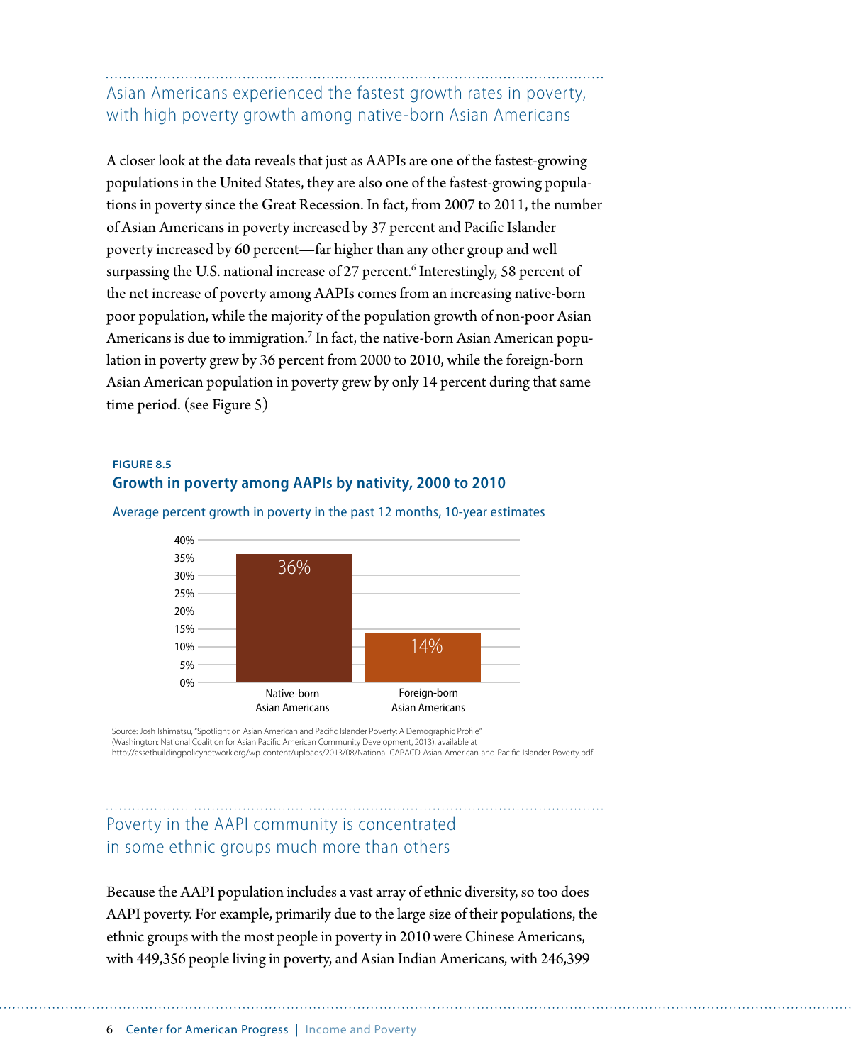## Asian Americans experienced the fastest growth rates in poverty, with high poverty growth among native-born Asian Americans

A closer look at the data reveals that just as AAPIs are one of the fastest-growing populations in the United States, they are also one of the fastest-growing populations in poverty since the Great Recession. In fact, from 2007 to 2011, the number of Asian Americans in poverty increased by 37 percent and Pacific Islander poverty increased by 60 percent—far higher than any other group and well surpassing the U.S. national increase of 27 percent.[6] Interestingly, 58 percent of the net increase of poverty among AAPIs comes from an increasing native-born poor population, while the majority of the population growth of non-poor Asian Americans is due to immigration.[7] In fact, the native-born Asian American population in poverty grew by 36 percent from 2000 to 2010, while the foreign-born Asian American population in poverty grew by only 14 percent during that same time period. (see Figure 5)

**FIGURE 8.5**

**Growth in poverty among AAPIs by nativity, 2000 to 2010**

Average percent growth in poverty in the past 12 months, 10-year estimates

| | Growth in poverty |
|---|---|
| Native-born Asian Americans | 36% |
| Foreign-born Asian Americans | 14% |

Source: Josh Ishimatsu, "Spotlight on Asian American and Pacific Islander Poverty: A Demographic Profile" (Washington: National Coalition for Asian Pacific American Community Development, 2013), available at http://assetbuildingpolicynetwork.org/wp-content/uploads/2013/08/National-CAPACD-Asian-American-and-Pacific-Islander-Poverty.pdf.

## Poverty in the AAPI community is concentrated in some ethnic groups much more than others

Because the AAPI population includes a vast array of ethnic diversity, so too does AAPI poverty. For example, primarily due to the large size of their populations, the ethnic groups with the most people in poverty in 2010 were Chinese Americans, with 449,356 people living in poverty, and Asian Indian Americans, with 246,399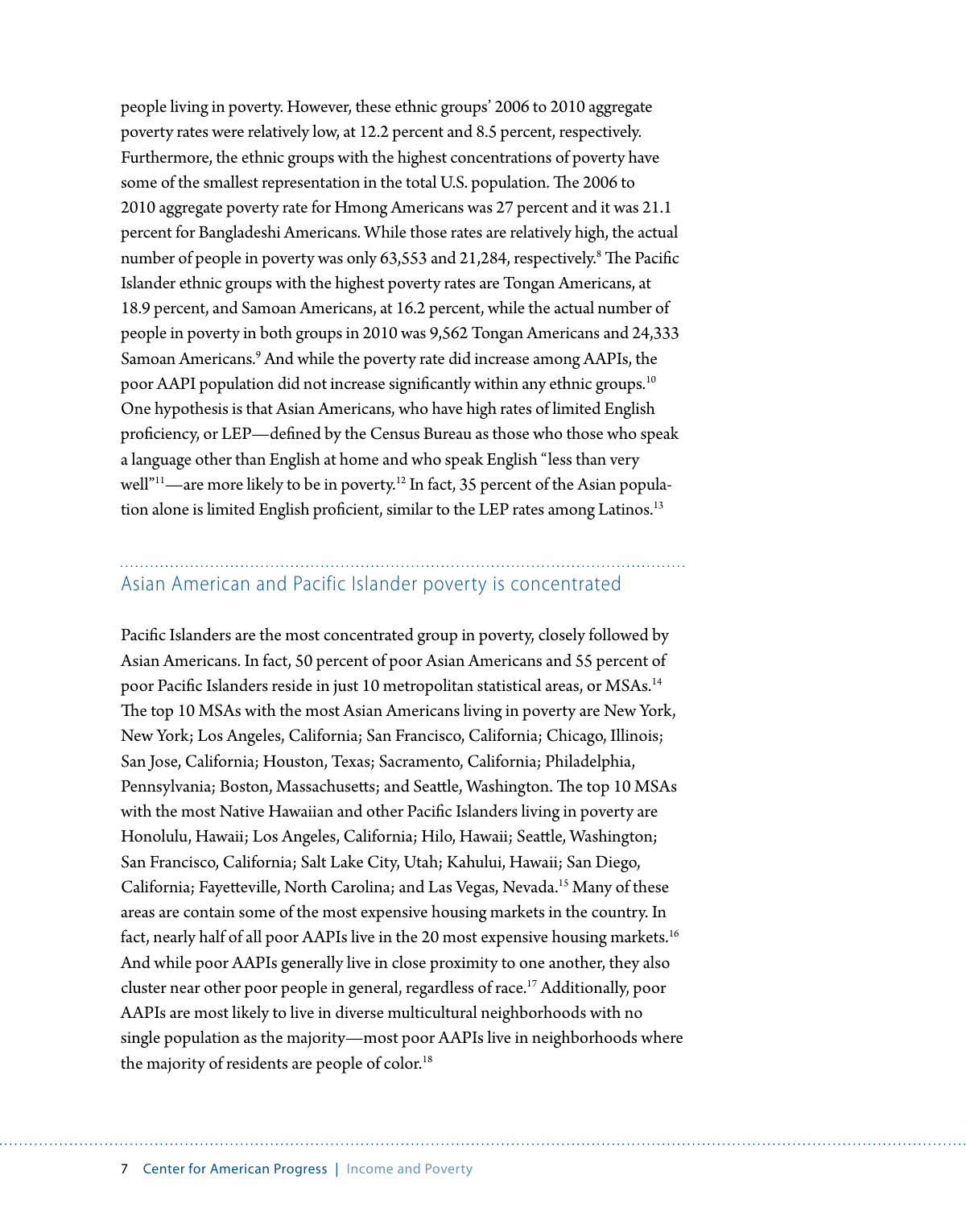people living in poverty. However, these ethnic groups' 2006 to 2010 aggregate poverty rates were relatively low, at 12.2 percent and 8.5 percent, respectively. Furthermore, the ethnic groups with the highest concentrations of poverty have some of the smallest representation in the total U.S. population. The 2006 to 2010 aggregate poverty rate for Hmong Americans was 27 percent and it was 21.1 percent for Bangladeshi Americans. While those rates are relatively high, the actual number of people in poverty was only 63,553 and 21,284, respectively.[8] The Pacific Islander ethnic groups with the highest poverty rates are Tongan Americans, at 18.9 percent, and Samoan Americans, at 16.2 percent, while the actual number of people in poverty in both groups in 2010 was 9,562 Tongan Americans and 24,333 Samoan Americans.[9] And while the poverty rate did increase among AAPIs, the poor AAPI population did not increase significantly within any ethnic groups.[10] One hypothesis is that Asian Americans, who have high rates of limited English proficiency, or LEP—defined by the Census Bureau as those who those who speak a language other than English at home and who speak English "less than very well"[11]—are more likely to be in poverty.[12] In fact, 35 percent of the Asian population alone is limited English proficient, similar to the LEP rates among Latinos.[13]

## Asian American and Pacific Islander poverty is concentrated

Pacific Islanders are the most concentrated group in poverty, closely followed by Asian Americans. In fact, 50 percent of poor Asian Americans and 55 percent of poor Pacific Islanders reside in just 10 metropolitan statistical areas, or MSAs.[14] The top 10 MSAs with the most Asian Americans living in poverty are New York, New York; Los Angeles, California; San Francisco, California; Chicago, Illinois; San Jose, California; Houston, Texas; Sacramento, California; Philadelphia, Pennsylvania; Boston, Massachusetts; and Seattle, Washington. The top 10 MSAs with the most Native Hawaiian and other Pacific Islanders living in poverty are Honolulu, Hawaii; Los Angeles, California; Hilo, Hawaii; Seattle, Washington; San Francisco, California; Salt Lake City, Utah; Kahului, Hawaii; San Diego, California; Fayetteville, North Carolina; and Las Vegas, Nevada.[15] Many of these areas are contain some of the most expensive housing markets in the country. In fact, nearly half of all poor AAPIs live in the 20 most expensive housing markets.[16] And while poor AAPIs generally live in close proximity to one another, they also cluster near other poor people in general, regardless of race.[17] Additionally, poor AAPIs are most likely to live in diverse multicultural neighborhoods with no single population as the majority—most poor AAPIs live in neighborhoods where the majority of residents are people of color.[18]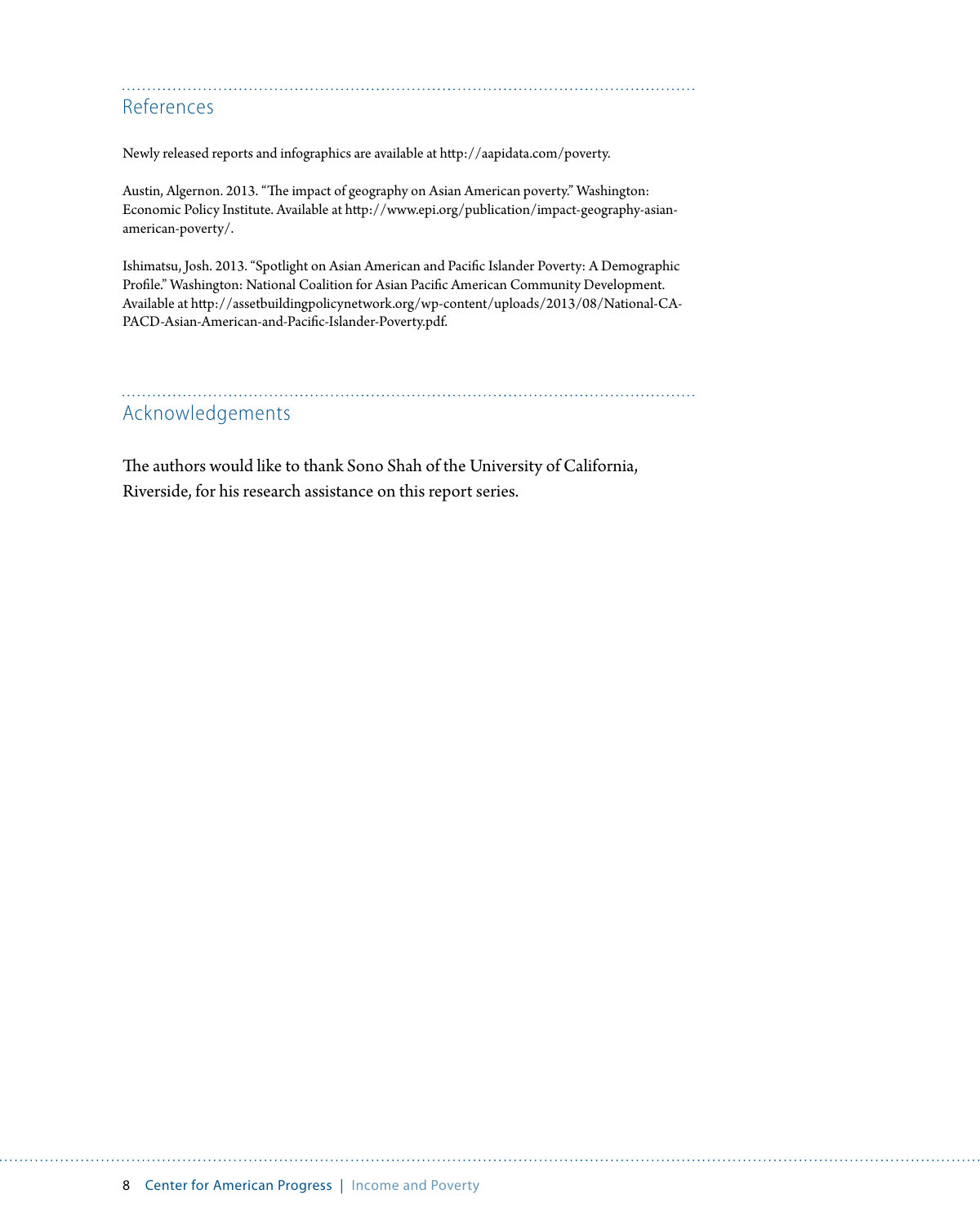## References

Newly released reports and infographics are available at http://aapidata.com/poverty.

Austin, Algernon. 2013. "The impact of geography on Asian American poverty." Washington: Economic Policy Institute. Available at http://www.epi.org/publication/impact-geography-asian-american-poverty/.

Ishimatsu, Josh. 2013. "Spotlight on Asian American and Pacific Islander Poverty: A Demographic Profile." Washington: National Coalition for Asian Pacific American Community Development. Available at http://assetbuildingpolicynetwork.org/wp-content/uploads/2013/08/National-CAPACD-Asian-American-and-Pacific-Islander-Poverty.pdf.

## Acknowledgements

The authors would like to thank Sono Shah of the University of California, Riverside, for his research assistance on this report series.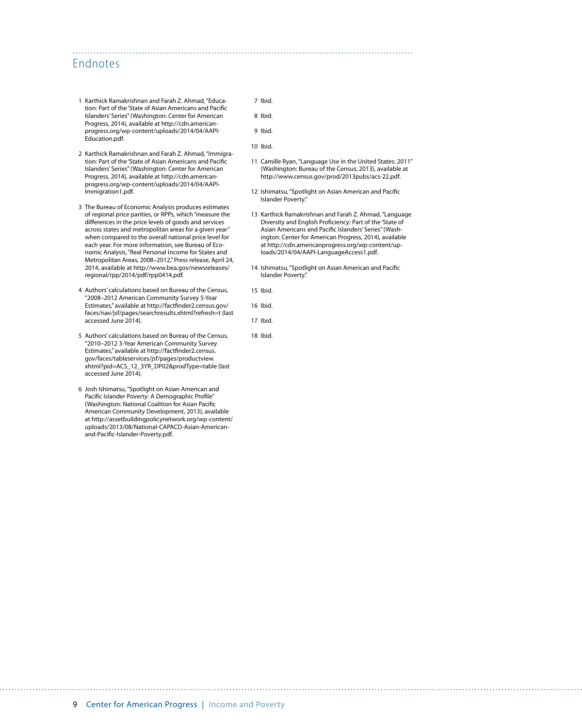## Endnotes

1. Karthick Ramakrishnan and Farah Z. Ahmad, "Education: Part of the 'State of Asian Americans and Pacific Islanders' Series" (Washington: Center for American Progress, 2014), available at http://cdn.americanprogress.org/wp-content/uploads/2014/04/AAPI-Education.pdf.

2. Karthick Ramakrishnan and Farah Z. Ahmad, "Immigration: Part of the 'State of Asian Americans and Pacific Islanders' Series" (Washington: Center for American Progress, 2014), available at http://cdn.americanprogress.org/wp-content/uploads/2014/04/AAPI-Immigration1.pdf.

3. The Bureau of Economic Analysis produces estimates of regional price parities, or RPPs, which "measure the differences in the price levels of goods and services across states and metropolitan areas for a given year" when compared to the overall national price level for each year. For more information, see Bureau of Economic Analysis, "Real Personal Income for States and Metropolitan Areas, 2008–2012," Press release, April 24, 2014, available at http://www.bea.gov/newsreleases/regional/rpp/2014/pdf/rpp0414.pdf.

4. Authors' calculations based on Bureau of the Census, "2008–2012 American Community Survey 5-Year Estimates," available at http://factfinder2.census.gov/faces/nav/jsf/pages/searchresults.xhtml?refresh=t (last accessed June 2014).

5. Authors' calculations based on Bureau of the Census, "2010–2012 3-Year American Community Survey Estimates," available at http://factfinder2.census.gov/faces/tableservices/jsf/pages/productview.xhtml?pid=ACS_12_3YR_DP02&prodType=table (last accessed June 2014).

6. Josh Ishimatsu, "Spotlight on Asian American and Pacific Islander Poverty: A Demographic Profile" (Washington: National Coalition for Asian Pacific American Community Development, 2013), available at http://assetbuildingpolicynetwork.org/wp-content/uploads/2013/08/National-CAPACD-Asian-American-and-Pacific-Islander-Poverty.pdf.

7. Ibid.

8. Ibid.

9. Ibid.

10. Ibid.

11. Camille Ryan, "Language Use in the United States: 2011" (Washington: Bureau of the Census, 2013), available at http://www.census.gov/prod/2013pubs/acs-22.pdf.

12. Ishimatsu, "Spotlight on Asian American and Pacific Islander Poverty."

13. Karthick Ramakrishnan and Farah Z. Ahmad, "Language Diversity and English Proficiency: Part of the 'State of Asian Americans and Pacific Islanders' Series" (Washington: Center for American Progress, 2014), available at http://cdn.americanprogress.org/wp-content/uploads/2014/04/AAPI-LanguageAccess1.pdf.

14. Ishimatsu, "Spotlight on Asian American and Pacific Islander Poverty."

15. Ibid.

16. Ibid.

17. Ibid.

18. Ibid.